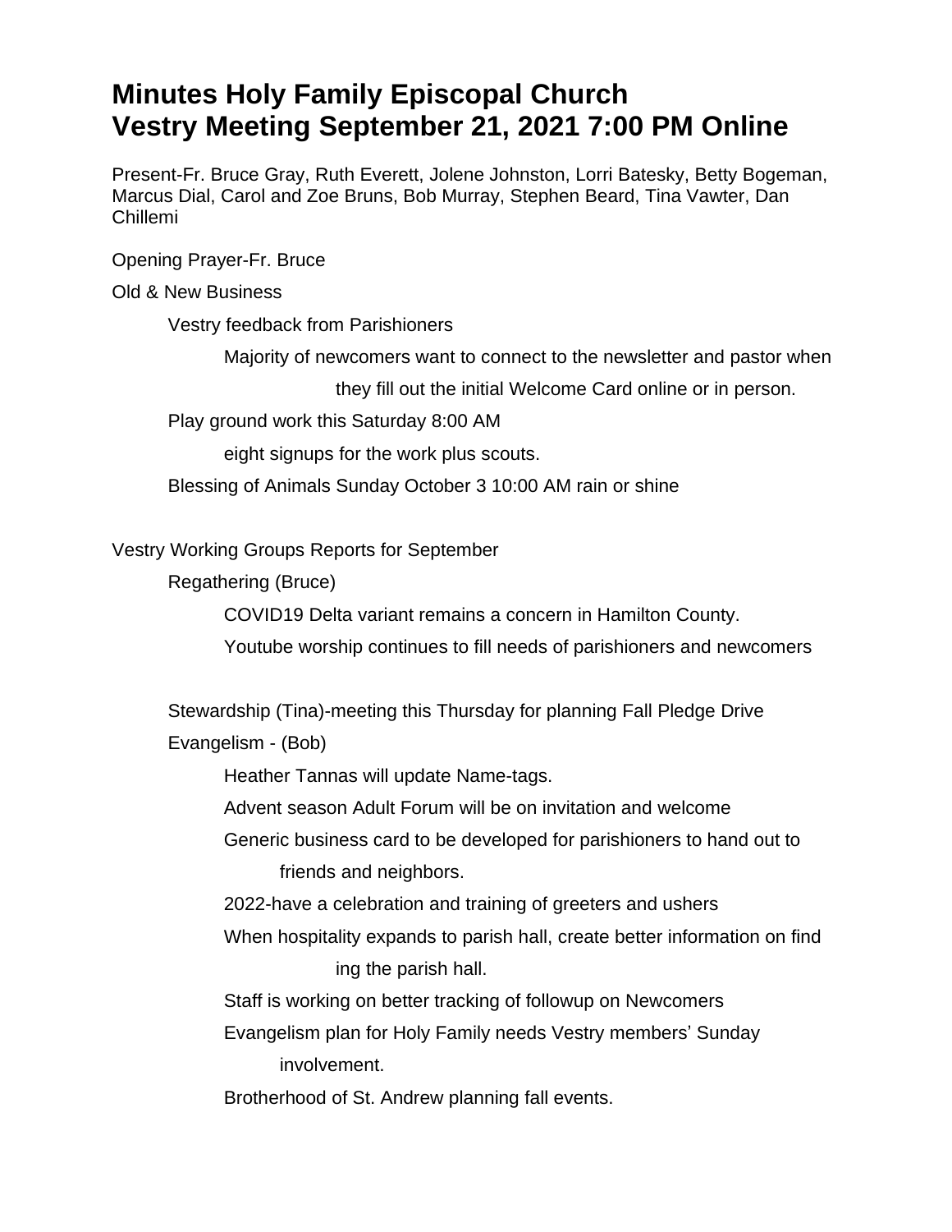# Minutes Holy Family Episcopal Church
# Vestry Meeting September 21, 2021 7:00 PM Online

Present-Fr. Bruce Gray, Ruth Everett, Jolene Johnston, Lorri Batesky, Betty Bogeman, Marcus Dial, Carol and Zoe Bruns, Bob Murray, Stephen Beard, Tina Vawter, Dan Chillemi

Opening Prayer-Fr. Bruce

Old & New Business

- Vestry feedback from Parishioners
  - Majority of newcomers want to connect to the newsletter and pastor when they fill out the initial Welcome Card online or in person.
- Play ground work this Saturday 8:00 AM
  - eight signups for the work plus scouts.
- Blessing of Animals Sunday October 3 10:00 AM rain or shine

Vestry Working Groups Reports for September

- Regathering (Bruce)
  - COVID19 Delta variant remains a concern in Hamilton County.
  - Youtube worship continues to fill needs of parishioners and newcomers
- Stewardship (Tina)-meeting this Thursday for planning Fall Pledge Drive
- Evangelism - (Bob)
  - Heather Tannas will update Name-tags.
  - Advent season Adult Forum will be on invitation and welcome
  - Generic business card to be developed for parishioners to hand out to friends and neighbors.
  - 2022-have a celebration and training of greeters and ushers
  - When hospitality expands to parish hall, create better information on finding the parish hall.
  - Staff is working on better tracking of followup on Newcomers
  - Evangelism plan for Holy Family needs Vestry members' Sunday involvement.
  - Brotherhood of St. Andrew planning fall events.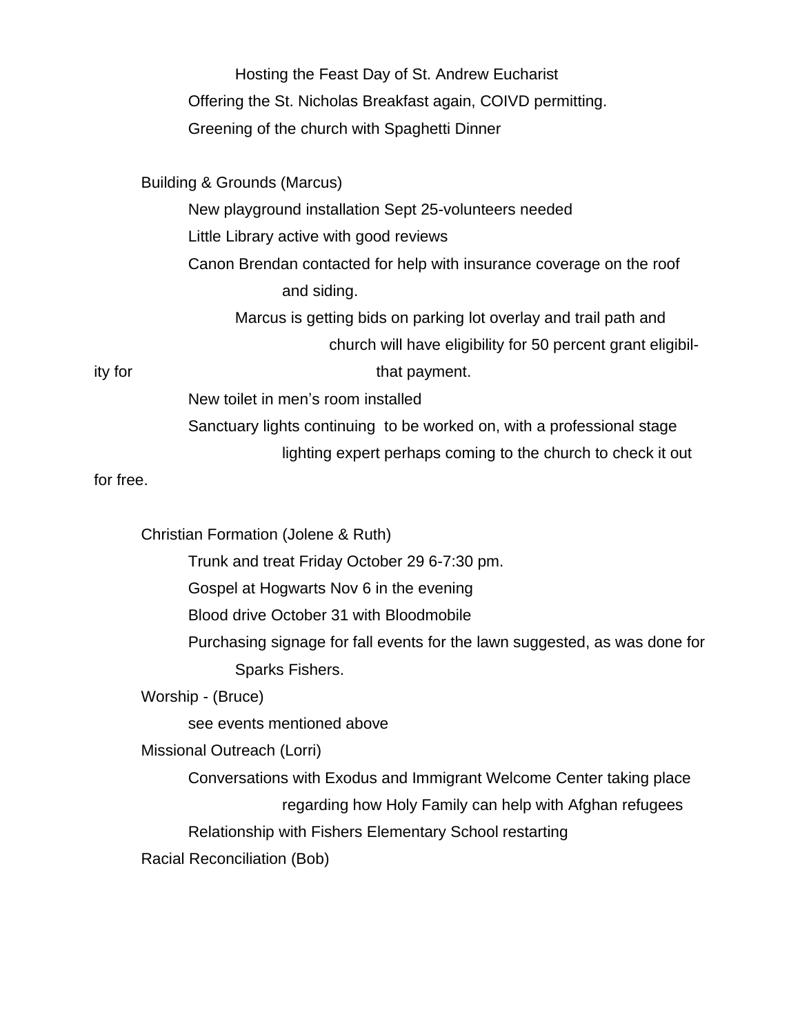Hosting the Feast Day of St. Andrew Eucharist

Offering the St. Nicholas Breakfast again, COIVD permitting.

Greening of the church with Spaghetti Dinner

Building & Grounds (Marcus)

- New playground installation Sept 25-volunteers needed
- Little Library active with good reviews
- Canon Brendan contacted for help with insurance coverage on the roof and siding.
- Marcus is getting bids on parking lot overlay and trail path and church will have eligibility for 50 percent grant eligibility for that payment.
- New toilet in men's room installed
- Sanctuary lights continuing to be worked on, with a professional stage lighting expert perhaps coming to the church to check it out for free.

Christian Formation (Jolene & Ruth)

- Trunk and treat Friday October 29 6-7:30 pm.
- Gospel at Hogwarts Nov 6 in the evening
- Blood drive October 31 with Bloodmobile
- Purchasing signage for fall events for the lawn suggested, as was done for Sparks Fishers.

Worship - (Bruce)

- see events mentioned above

Missional Outreach (Lorri)

- Conversations with Exodus and Immigrant Welcome Center taking place regarding how Holy Family can help with Afghan refugees
- Relationship with Fishers Elementary School restarting

Racial Reconciliation (Bob)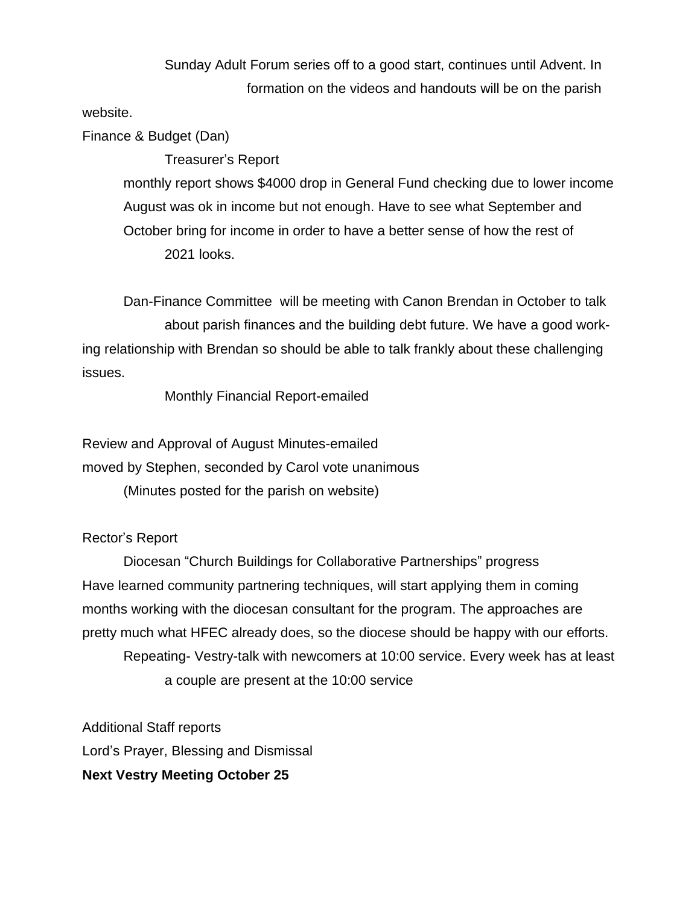Sunday Adult Forum series off to a good start, continues until Advent. In formation on the videos and handouts will be on the parish website.

Finance & Budget (Dan)

Treasurer's Report

monthly report shows $4000 drop in General Fund checking due to lower income August was ok in income but not enough. Have to see what September and October bring for income in order to have a better sense of how the rest of 2021 looks.

Dan-Finance Committee will be meeting with Canon Brendan in October to talk about parish finances and the building debt future. We have a good working relationship with Brendan so should be able to talk frankly about these challenging issues.

Monthly Financial Report-emailed

Review and Approval of August Minutes-emailed
moved by Stephen, seconded by Carol vote unanimous
(Minutes posted for the parish on website)

Rector's Report

Diocesan "Church Buildings for Collaborative Partnerships" progress
Have learned community partnering techniques, will start applying them in coming months working with the diocesan consultant for the program. The approaches are pretty much what HFEC already does, so the diocese should be happy with our efforts.

Repeating- Vestry-talk with newcomers at 10:00 service. Every week has at least a couple are present at the 10:00 service

Additional Staff reports
Lord's Prayer, Blessing and Dismissal
**Next Vestry Meeting October 25**